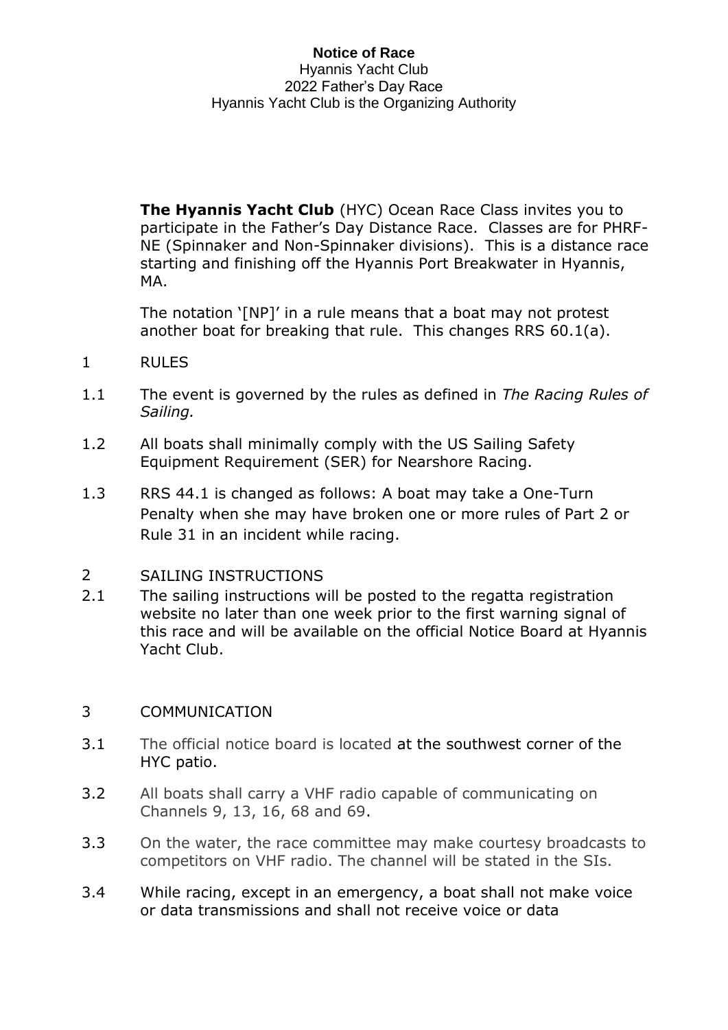# Notice of Race

Hyannis Yacht Club
2022 Father's Day Race
Hyannis Yacht Club is the Organizing Authority

**The Hyannis Yacht Club** (HYC) Ocean Race Class invites you to participate in the Father's Day Distance Race. Classes are for PHRF-NE (Spinnaker and Non-Spinnaker divisions). This is a distance race starting and finishing off the Hyannis Port Breakwater in Hyannis, MA.

The notation '[NP]' in a rule means that a boat may not protest another boat for breaking that rule. This changes RRS 60.1(a).

## 1 RULES

1.1 The event is governed by the rules as defined in *The Racing Rules of Sailing.*

1.2 All boats shall minimally comply with the US Sailing Safety Equipment Requirement (SER) for Nearshore Racing.

1.3 RRS 44.1 is changed as follows: A boat may take a One-Turn Penalty when she may have broken one or more rules of Part 2 or Rule 31 in an incident while racing.

## 2 SAILING INSTRUCTIONS

2.1 The sailing instructions will be posted to the regatta registration website no later than one week prior to the first warning signal of this race and will be available on the official Notice Board at Hyannis Yacht Club.

## 3 COMMUNICATION

3.1 The official notice board is located at the southwest corner of the HYC patio.

3.2 All boats shall carry a VHF radio capable of communicating on Channels 9, 13, 16, 68 and 69.

3.3 On the water, the race committee may make courtesy broadcasts to competitors on VHF radio. The channel will be stated in the SIs.

3.4 While racing, except in an emergency, a boat shall not make voice or data transmissions and shall not receive voice or data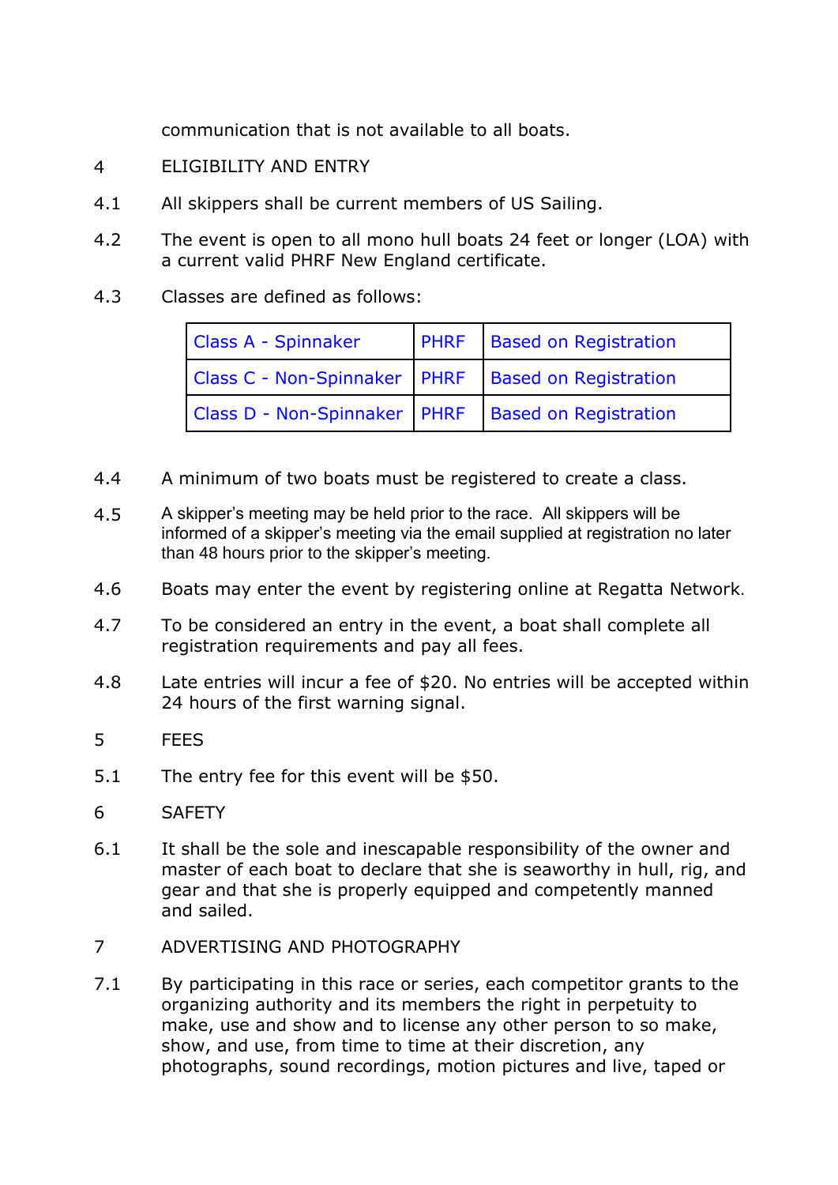communication that is not available to all boats.

## 4 ELIGIBILITY AND ENTRY

4.1 All skippers shall be current members of US Sailing.

4.2 The event is open to all mono hull boats 24 feet or longer (LOA) with a current valid PHRF New England certificate.

4.3 Classes are defined as follows:

| Class A - Spinnaker | PHRF | Based on Registration |
|---|---|---|
| Class C - Non-Spinnaker | PHRF | Based on Registration |
| Class D - Non-Spinnaker | PHRF | Based on Registration |

4.4 A minimum of two boats must be registered to create a class.

4.5 A skipper's meeting may be held prior to the race. All skippers will be informed of a skipper's meeting via the email supplied at registration no later than 48 hours prior to the skipper's meeting.

4.6 Boats may enter the event by registering online at Regatta Network.

4.7 To be considered an entry in the event, a boat shall complete all registration requirements and pay all fees.

4.8 Late entries will incur a fee of $20. No entries will be accepted within 24 hours of the first warning signal.

## 5 FEES

5.1 The entry fee for this event will be $50.

## 6 SAFETY

6.1 It shall be the sole and inescapable responsibility of the owner and master of each boat to declare that she is seaworthy in hull, rig, and gear and that she is properly equipped and competently manned and sailed.

## 7 ADVERTISING AND PHOTOGRAPHY

7.1 By participating in this race or series, each competitor grants to the organizing authority and its members the right in perpetuity to make, use and show and to license any other person to so make, show, and use, from time to time at their discretion, any photographs, sound recordings, motion pictures and live, taped or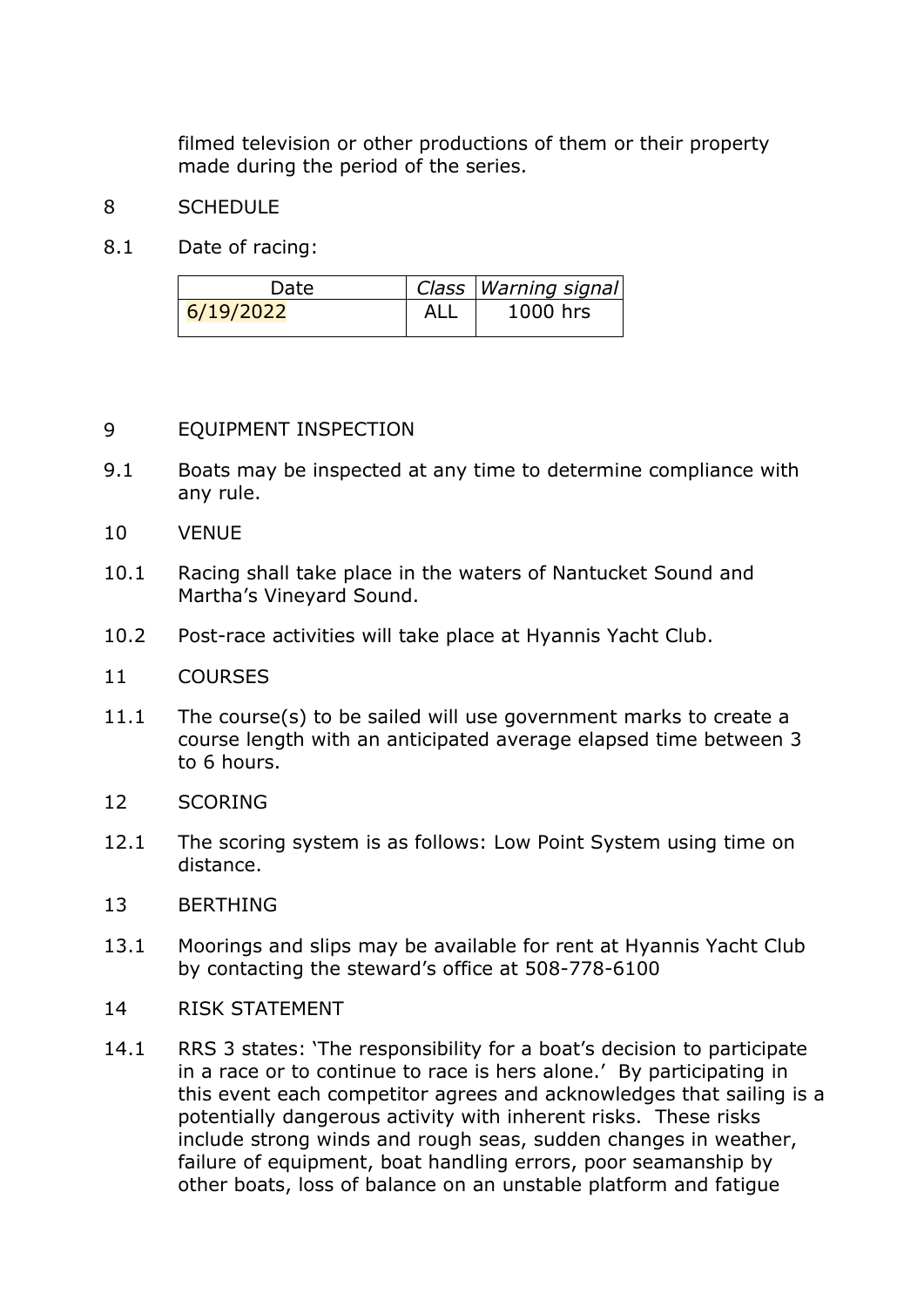filmed television or other productions of them or their property made during the period of the series.

8 SCHEDULE

8.1 Date of racing:

| Date | *Class* | *Warning signal* |
|---|---|---|
| 6/19/2022 | ALL | 1000 hrs |

9 EQUIPMENT INSPECTION

9.1 Boats may be inspected at any time to determine compliance with any rule.

10 VENUE

10.1 Racing shall take place in the waters of Nantucket Sound and Martha's Vineyard Sound.

10.2 Post-race activities will take place at Hyannis Yacht Club.

11 COURSES

11.1 The course(s) to be sailed will use government marks to create a course length with an anticipated average elapsed time between 3 to 6 hours.

12 SCORING

12.1 The scoring system is as follows: Low Point System using time on distance.

13 BERTHING

13.1 Moorings and slips may be available for rent at Hyannis Yacht Club by contacting the steward's office at 508-778-6100

14 RISK STATEMENT

14.1 RRS 3 states: 'The responsibility for a boat's decision to participate in a race or to continue to race is hers alone.' By participating in this event each competitor agrees and acknowledges that sailing is a potentially dangerous activity with inherent risks. These risks include strong winds and rough seas, sudden changes in weather, failure of equipment, boat handling errors, poor seamanship by other boats, loss of balance on an unstable platform and fatigue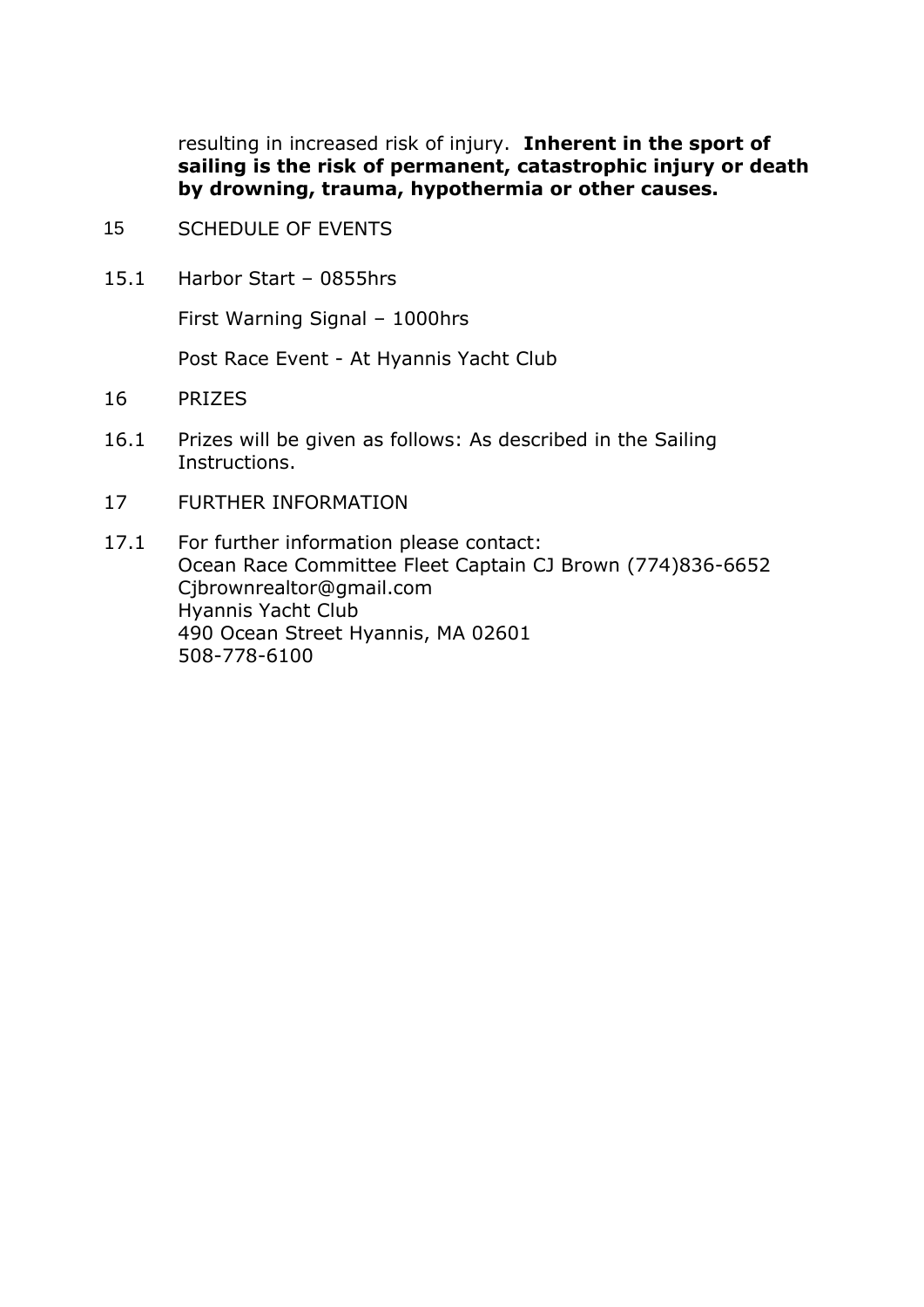resulting in increased risk of injury. **Inherent in the sport of sailing is the risk of permanent, catastrophic injury or death by drowning, trauma, hypothermia or other causes.**

15 SCHEDULE OF EVENTS

15.1 Harbor Start – 0855hrs

First Warning Signal – 1000hrs

Post Race Event - At Hyannis Yacht Club

16 PRIZES

16.1 Prizes will be given as follows: As described in the Sailing Instructions.

17 FURTHER INFORMATION

17.1 For further information please contact:
Ocean Race Committee Fleet Captain CJ Brown (774)836-6652
Cjbrownrealtor@gmail.com
Hyannis Yacht Club
490 Ocean Street Hyannis, MA 02601
508-778-6100